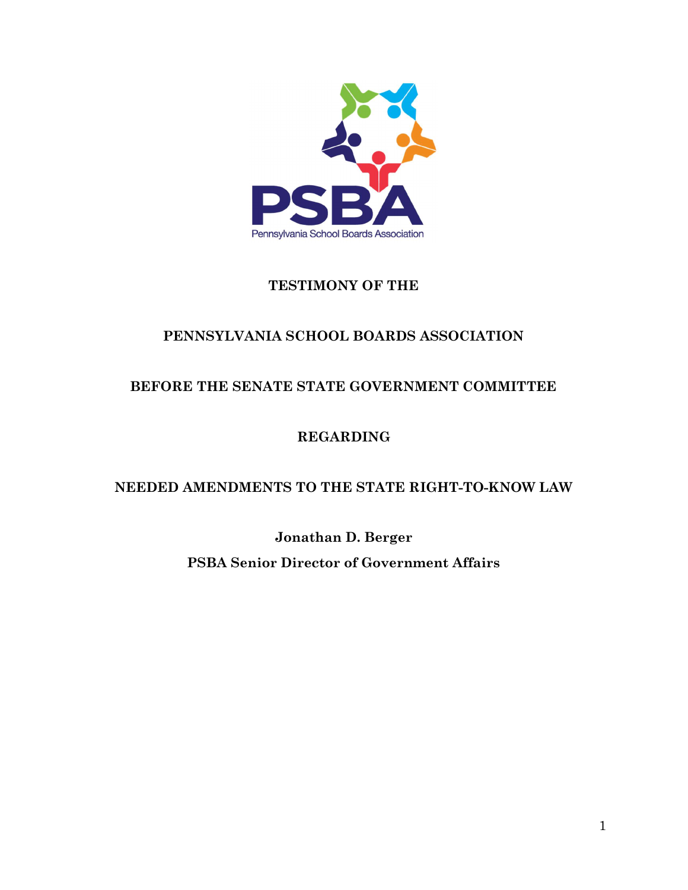PSBA

Pennsylvania School Boards Association

**TESTIMONY OF THE**

**PENNSYLVANIA SCHOOL BOARDS ASSOCIATION**

**BEFORE THE SENATE STATE GOVERNMENT COMMITTEE**

**REGARDING**

**NEEDED AMENDMENTS TO THE STATE RIGHT-TO-KNOW LAW**

**Jonathan D. Berger**

**PSBA Senior Director of Government Affairs**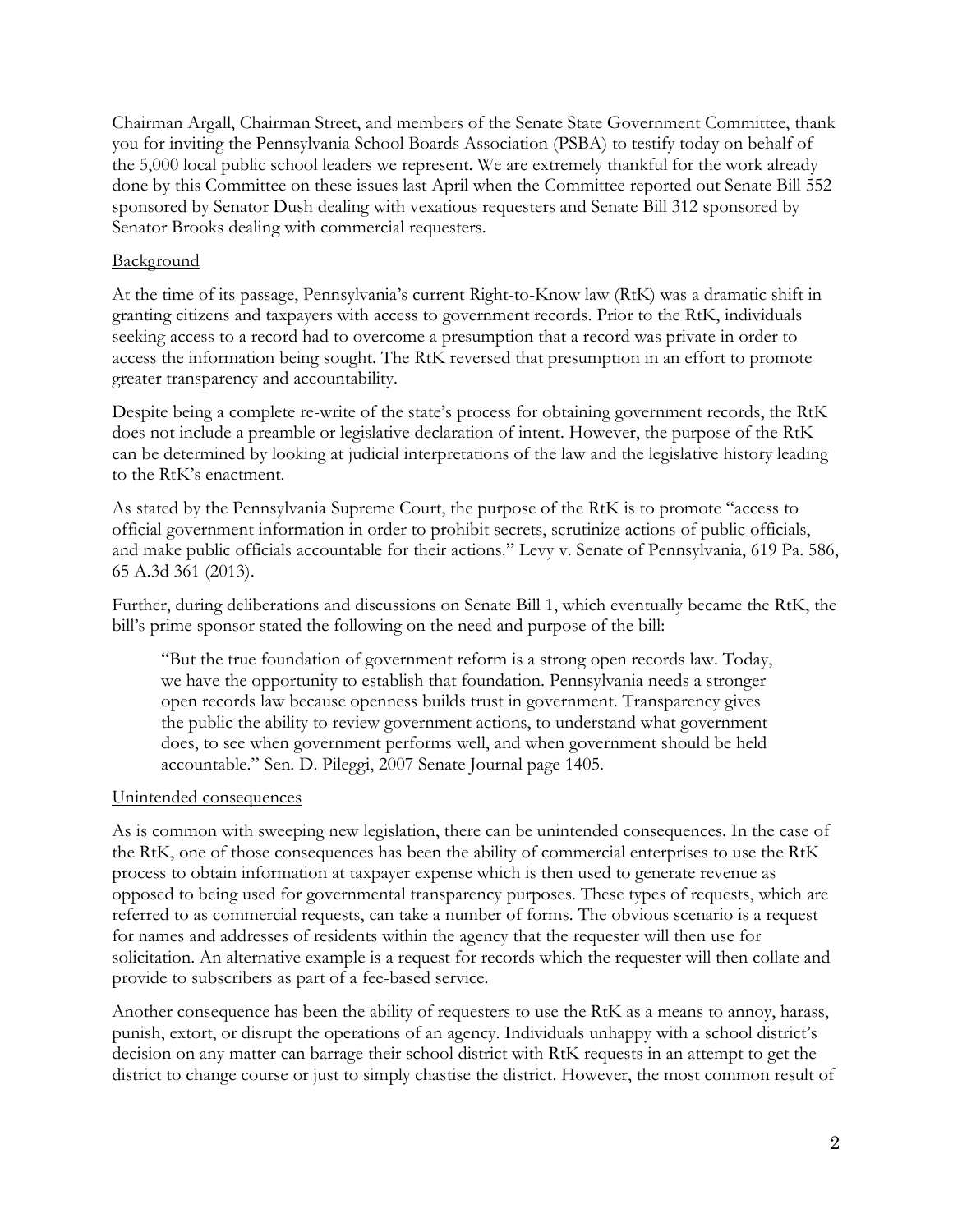Chairman Argall, Chairman Street, and members of the Senate State Government Committee, thank you for inviting the Pennsylvania School Boards Association (PSBA) to testify today on behalf of the 5,000 local public school leaders we represent. We are extremely thankful for the work already done by this Committee on these issues last April when the Committee reported out Senate Bill 552 sponsored by Senator Dush dealing with vexatious requesters and Senate Bill 312 sponsored by Senator Brooks dealing with commercial requesters.

## Background

At the time of its passage, Pennsylvania's current Right-to-Know law (RtK) was a dramatic shift in granting citizens and taxpayers with access to government records. Prior to the RtK, individuals seeking access to a record had to overcome a presumption that a record was private in order to access the information being sought. The RtK reversed that presumption in an effort to promote greater transparency and accountability.

Despite being a complete re-write of the state's process for obtaining government records, the RtK does not include a preamble or legislative declaration of intent. However, the purpose of the RtK can be determined by looking at judicial interpretations of the law and the legislative history leading to the RtK's enactment.

As stated by the Pennsylvania Supreme Court, the purpose of the RtK is to promote "access to official government information in order to prohibit secrets, scrutinize actions of public officials, and make public officials accountable for their actions." Levy v. Senate of Pennsylvania, 619 Pa. 586, 65 A.3d 361 (2013).

Further, during deliberations and discussions on Senate Bill 1, which eventually became the RtK, the bill's prime sponsor stated the following on the need and purpose of the bill:

> "But the true foundation of government reform is a strong open records law. Today, we have the opportunity to establish that foundation. Pennsylvania needs a stronger open records law because openness builds trust in government. Transparency gives the public the ability to review government actions, to understand what government does, to see when government performs well, and when government should be held accountable." Sen. D. Pileggi, 2007 Senate Journal page 1405.

## Unintended consequences

As is common with sweeping new legislation, there can be unintended consequences. In the case of the RtK, one of those consequences has been the ability of commercial enterprises to use the RtK process to obtain information at taxpayer expense which is then used to generate revenue as opposed to being used for governmental transparency purposes. These types of requests, which are referred to as commercial requests, can take a number of forms. The obvious scenario is a request for names and addresses of residents within the agency that the requester will then use for solicitation. An alternative example is a request for records which the requester will then collate and provide to subscribers as part of a fee-based service.

Another consequence has been the ability of requesters to use the RtK as a means to annoy, harass, punish, extort, or disrupt the operations of an agency. Individuals unhappy with a school district's decision on any matter can barrage their school district with RtK requests in an attempt to get the district to change course or just to simply chastise the district. However, the most common result of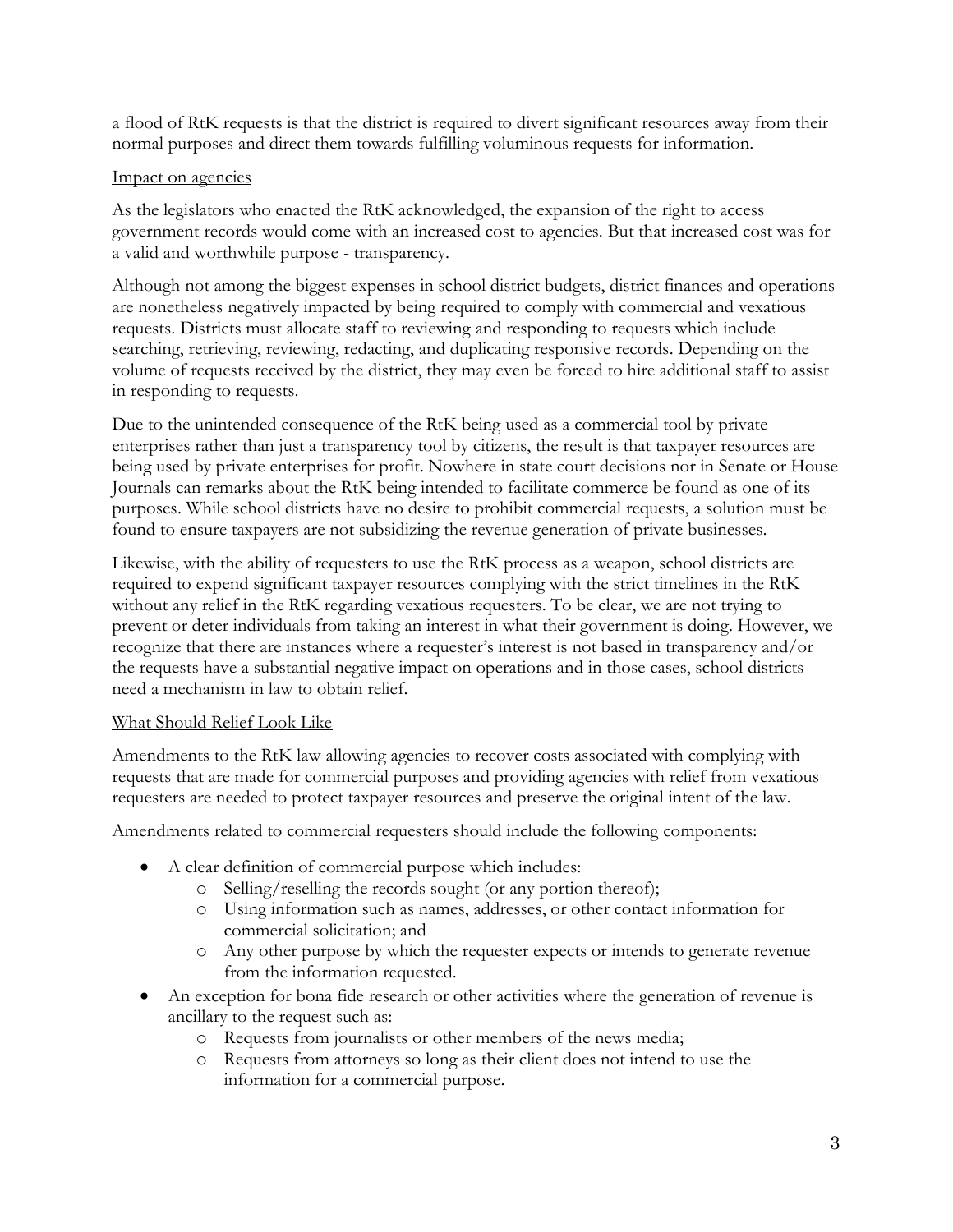a flood of RtK requests is that the district is required to divert significant resources away from their normal purposes and direct them towards fulfilling voluminous requests for information.

<u>Impact on agencies</u>

As the legislators who enacted the RtK acknowledged, the expansion of the right to access government records would come with an increased cost to agencies. But that increased cost was for a valid and worthwhile purpose - transparency.

Although not among the biggest expenses in school district budgets, district finances and operations are nonetheless negatively impacted by being required to comply with commercial and vexatious requests. Districts must allocate staff to reviewing and responding to requests which include searching, retrieving, reviewing, redacting, and duplicating responsive records. Depending on the volume of requests received by the district, they may even be forced to hire additional staff to assist in responding to requests.

Due to the unintended consequence of the RtK being used as a commercial tool by private enterprises rather than just a transparency tool by citizens, the result is that taxpayer resources are being used by private enterprises for profit. Nowhere in state court decisions nor in Senate or House Journals can remarks about the RtK being intended to facilitate commerce be found as one of its purposes. While school districts have no desire to prohibit commercial requests, a solution must be found to ensure taxpayers are not subsidizing the revenue generation of private businesses.

Likewise, with the ability of requesters to use the RtK process as a weapon, school districts are required to expend significant taxpayer resources complying with the strict timelines in the RtK without any relief in the RtK regarding vexatious requesters. To be clear, we are not trying to prevent or deter individuals from taking an interest in what their government is doing. However, we recognize that there are instances where a requester's interest is not based in transparency and/or the requests have a substantial negative impact on operations and in those cases, school districts need a mechanism in law to obtain relief.

<u>What Should Relief Look Like</u>

Amendments to the RtK law allowing agencies to recover costs associated with complying with requests that are made for commercial purposes and providing agencies with relief from vexatious requesters are needed to protect taxpayer resources and preserve the original intent of the law.

Amendments related to commercial requesters should include the following components:

- A clear definition of commercial purpose which includes:
  - Selling/reselling the records sought (or any portion thereof);
  - Using information such as names, addresses, or other contact information for commercial solicitation; and
  - Any other purpose by which the requester expects or intends to generate revenue from the information requested.
- An exception for bona fide research or other activities where the generation of revenue is ancillary to the request such as:
  - Requests from journalists or other members of the news media;
  - Requests from attorneys so long as their client does not intend to use the information for a commercial purpose.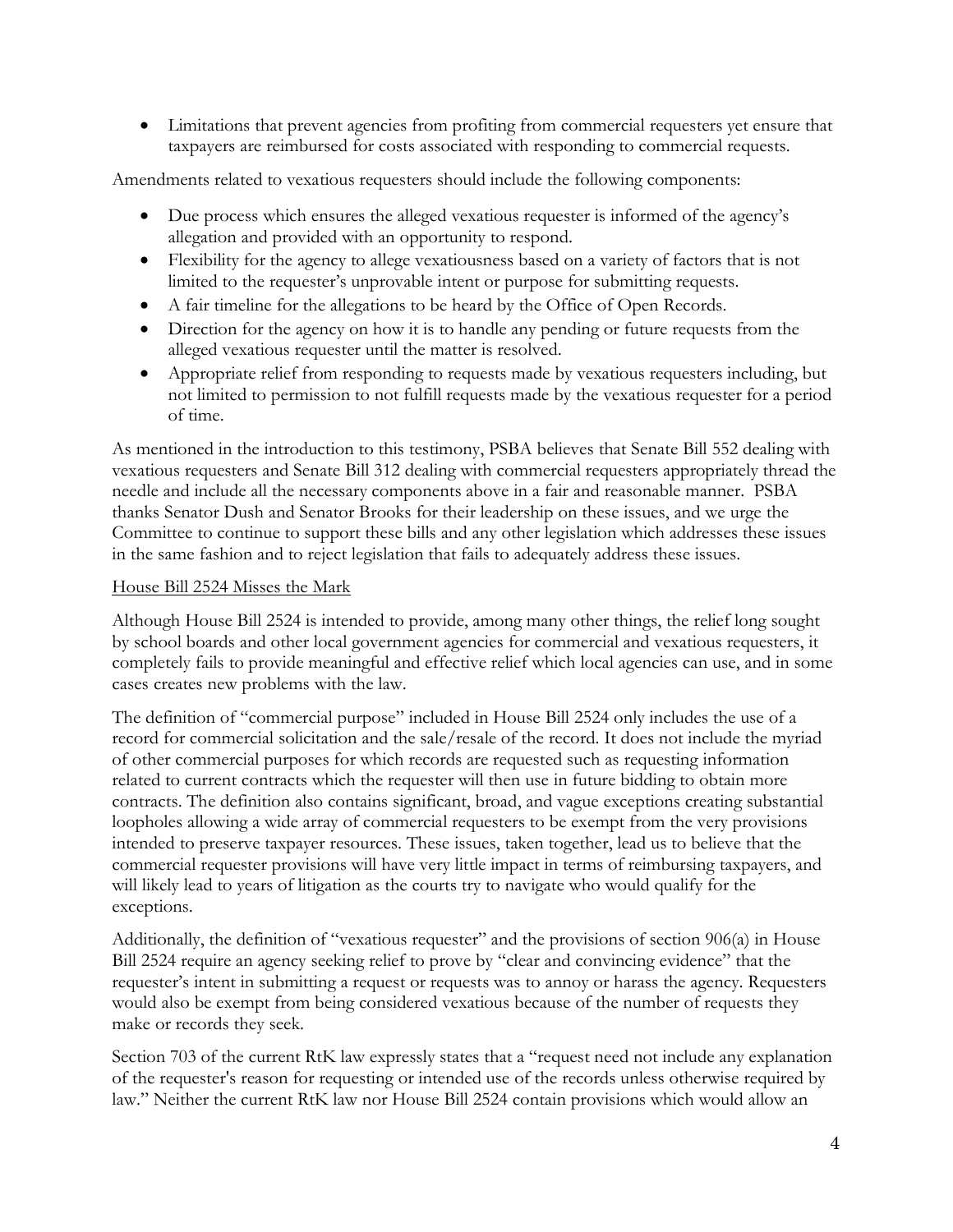- Limitations that prevent agencies from profiting from commercial requesters yet ensure that taxpayers are reimbursed for costs associated with responding to commercial requests.

Amendments related to vexatious requesters should include the following components:

- Due process which ensures the alleged vexatious requester is informed of the agency's allegation and provided with an opportunity to respond.
- Flexibility for the agency to allege vexatiousness based on a variety of factors that is not limited to the requester's unprovable intent or purpose for submitting requests.
- A fair timeline for the allegations to be heard by the Office of Open Records.
- Direction for the agency on how it is to handle any pending or future requests from the alleged vexatious requester until the matter is resolved.
- Appropriate relief from responding to requests made by vexatious requesters including, but not limited to permission to not fulfill requests made by the vexatious requester for a period of time.

As mentioned in the introduction to this testimony, PSBA believes that Senate Bill 552 dealing with vexatious requesters and Senate Bill 312 dealing with commercial requesters appropriately thread the needle and include all the necessary components above in a fair and reasonable manner. PSBA thanks Senator Dush and Senator Brooks for their leadership on these issues, and we urge the Committee to continue to support these bills and any other legislation which addresses these issues in the same fashion and to reject legislation that fails to adequately address these issues.

<u>House Bill 2524 Misses the Mark</u>

Although House Bill 2524 is intended to provide, among many other things, the relief long sought by school boards and other local government agencies for commercial and vexatious requesters, it completely fails to provide meaningful and effective relief which local agencies can use, and in some cases creates new problems with the law.

The definition of "commercial purpose" included in House Bill 2524 only includes the use of a record for commercial solicitation and the sale/resale of the record. It does not include the myriad of other commercial purposes for which records are requested such as requesting information related to current contracts which the requester will then use in future bidding to obtain more contracts. The definition also contains significant, broad, and vague exceptions creating substantial loopholes allowing a wide array of commercial requesters to be exempt from the very provisions intended to preserve taxpayer resources. These issues, taken together, lead us to believe that the commercial requester provisions will have very little impact in terms of reimbursing taxpayers, and will likely lead to years of litigation as the courts try to navigate who would qualify for the exceptions.

Additionally, the definition of "vexatious requester" and the provisions of section 906(a) in House Bill 2524 require an agency seeking relief to prove by "clear and convincing evidence" that the requester's intent in submitting a request or requests was to annoy or harass the agency. Requesters would also be exempt from being considered vexatious because of the number of requests they make or records they seek.

Section 703 of the current RtK law expressly states that a "request need not include any explanation of the requester's reason for requesting or intended use of the records unless otherwise required by law." Neither the current RtK law nor House Bill 2524 contain provisions which would allow an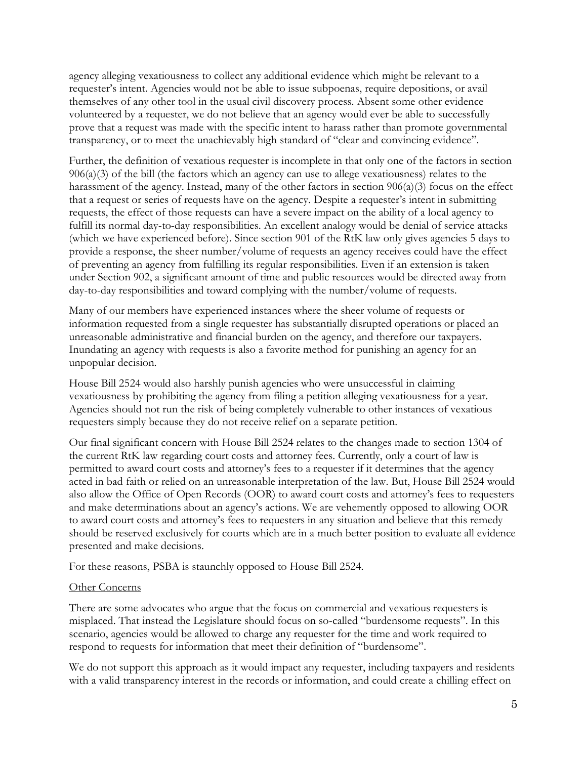agency alleging vexatiousness to collect any additional evidence which might be relevant to a requester's intent. Agencies would not be able to issue subpoenas, require depositions, or avail themselves of any other tool in the usual civil discovery process. Absent some other evidence volunteered by a requester, we do not believe that an agency would ever be able to successfully prove that a request was made with the specific intent to harass rather than promote governmental transparency, or to meet the unachievably high standard of "clear and convincing evidence".

Further, the definition of vexatious requester is incomplete in that only one of the factors in section 906(a)(3) of the bill (the factors which an agency can use to allege vexatiousness) relates to the harassment of the agency. Instead, many of the other factors in section 906(a)(3) focus on the effect that a request or series of requests have on the agency. Despite a requester's intent in submitting requests, the effect of those requests can have a severe impact on the ability of a local agency to fulfill its normal day-to-day responsibilities. An excellent analogy would be denial of service attacks (which we have experienced before). Since section 901 of the RtK law only gives agencies 5 days to provide a response, the sheer number/volume of requests an agency receives could have the effect of preventing an agency from fulfilling its regular responsibilities. Even if an extension is taken under Section 902, a significant amount of time and public resources would be directed away from day-to-day responsibilities and toward complying with the number/volume of requests.

Many of our members have experienced instances where the sheer volume of requests or information requested from a single requester has substantially disrupted operations or placed an unreasonable administrative and financial burden on the agency, and therefore our taxpayers. Inundating an agency with requests is also a favorite method for punishing an agency for an unpopular decision.

House Bill 2524 would also harshly punish agencies who were unsuccessful in claiming vexatiousness by prohibiting the agency from filing a petition alleging vexatiousness for a year. Agencies should not run the risk of being completely vulnerable to other instances of vexatious requesters simply because they do not receive relief on a separate petition.

Our final significant concern with House Bill 2524 relates to the changes made to section 1304 of the current RtK law regarding court costs and attorney fees. Currently, only a court of law is permitted to award court costs and attorney's fees to a requester if it determines that the agency acted in bad faith or relied on an unreasonable interpretation of the law. But, House Bill 2524 would also allow the Office of Open Records (OOR) to award court costs and attorney's fees to requesters and make determinations about an agency's actions. We are vehemently opposed to allowing OOR to award court costs and attorney's fees to requesters in any situation and believe that this remedy should be reserved exclusively for courts which are in a much better position to evaluate all evidence presented and make decisions.

For these reasons, PSBA is staunchly opposed to House Bill 2524.

## Other Concerns

There are some advocates who argue that the focus on commercial and vexatious requesters is misplaced. That instead the Legislature should focus on so-called "burdensome requests". In this scenario, agencies would be allowed to charge any requester for the time and work required to respond to requests for information that meet their definition of "burdensome".

We do not support this approach as it would impact any requester, including taxpayers and residents with a valid transparency interest in the records or information, and could create a chilling effect on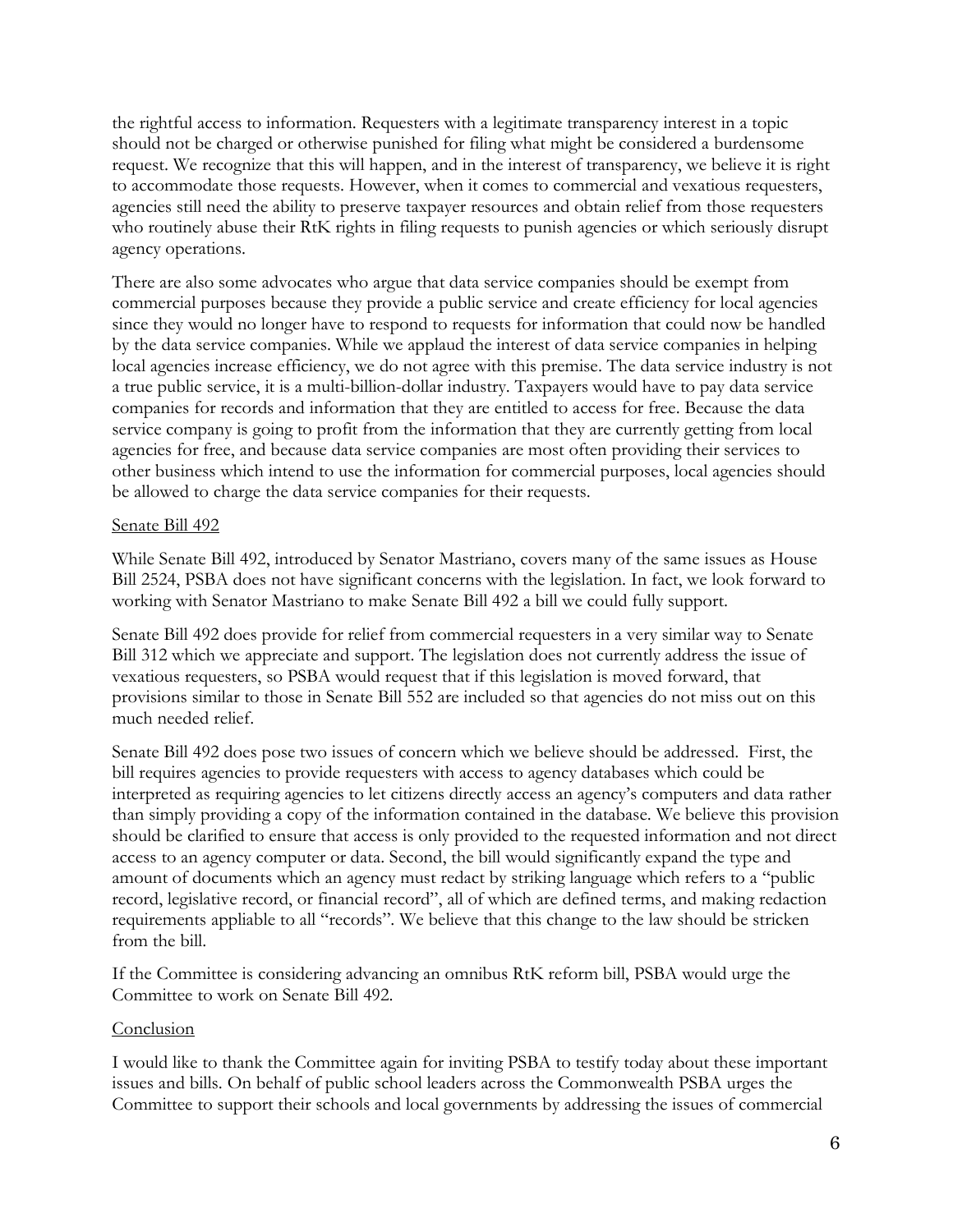the rightful access to information. Requesters with a legitimate transparency interest in a topic should not be charged or otherwise punished for filing what might be considered a burdensome request. We recognize that this will happen, and in the interest of transparency, we believe it is right to accommodate those requests. However, when it comes to commercial and vexatious requesters, agencies still need the ability to preserve taxpayer resources and obtain relief from those requesters who routinely abuse their RtK rights in filing requests to punish agencies or which seriously disrupt agency operations.

There are also some advocates who argue that data service companies should be exempt from commercial purposes because they provide a public service and create efficiency for local agencies since they would no longer have to respond to requests for information that could now be handled by the data service companies. While we applaud the interest of data service companies in helping local agencies increase efficiency, we do not agree with this premise. The data service industry is not a true public service, it is a multi-billion-dollar industry. Taxpayers would have to pay data service companies for records and information that they are entitled to access for free. Because the data service company is going to profit from the information that they are currently getting from local agencies for free, and because data service companies are most often providing their services to other business which intend to use the information for commercial purposes, local agencies should be allowed to charge the data service companies for their requests.

<u>Senate Bill 492</u>

While Senate Bill 492, introduced by Senator Mastriano, covers many of the same issues as House Bill 2524, PSBA does not have significant concerns with the legislation. In fact, we look forward to working with Senator Mastriano to make Senate Bill 492 a bill we could fully support.

Senate Bill 492 does provide for relief from commercial requesters in a very similar way to Senate Bill 312 which we appreciate and support. The legislation does not currently address the issue of vexatious requesters, so PSBA would request that if this legislation is moved forward, that provisions similar to those in Senate Bill 552 are included so that agencies do not miss out on this much needed relief.

Senate Bill 492 does pose two issues of concern which we believe should be addressed. First, the bill requires agencies to provide requesters with access to agency databases which could be interpreted as requiring agencies to let citizens directly access an agency's computers and data rather than simply providing a copy of the information contained in the database. We believe this provision should be clarified to ensure that access is only provided to the requested information and not direct access to an agency computer or data. Second, the bill would significantly expand the type and amount of documents which an agency must redact by striking language which refers to a "public record, legislative record, or financial record", all of which are defined terms, and making redaction requirements appliable to all "records". We believe that this change to the law should be stricken from the bill.

If the Committee is considering advancing an omnibus RtK reform bill, PSBA would urge the Committee to work on Senate Bill 492.

<u>Conclusion</u>

I would like to thank the Committee again for inviting PSBA to testify today about these important issues and bills. On behalf of public school leaders across the Commonwealth PSBA urges the Committee to support their schools and local governments by addressing the issues of commercial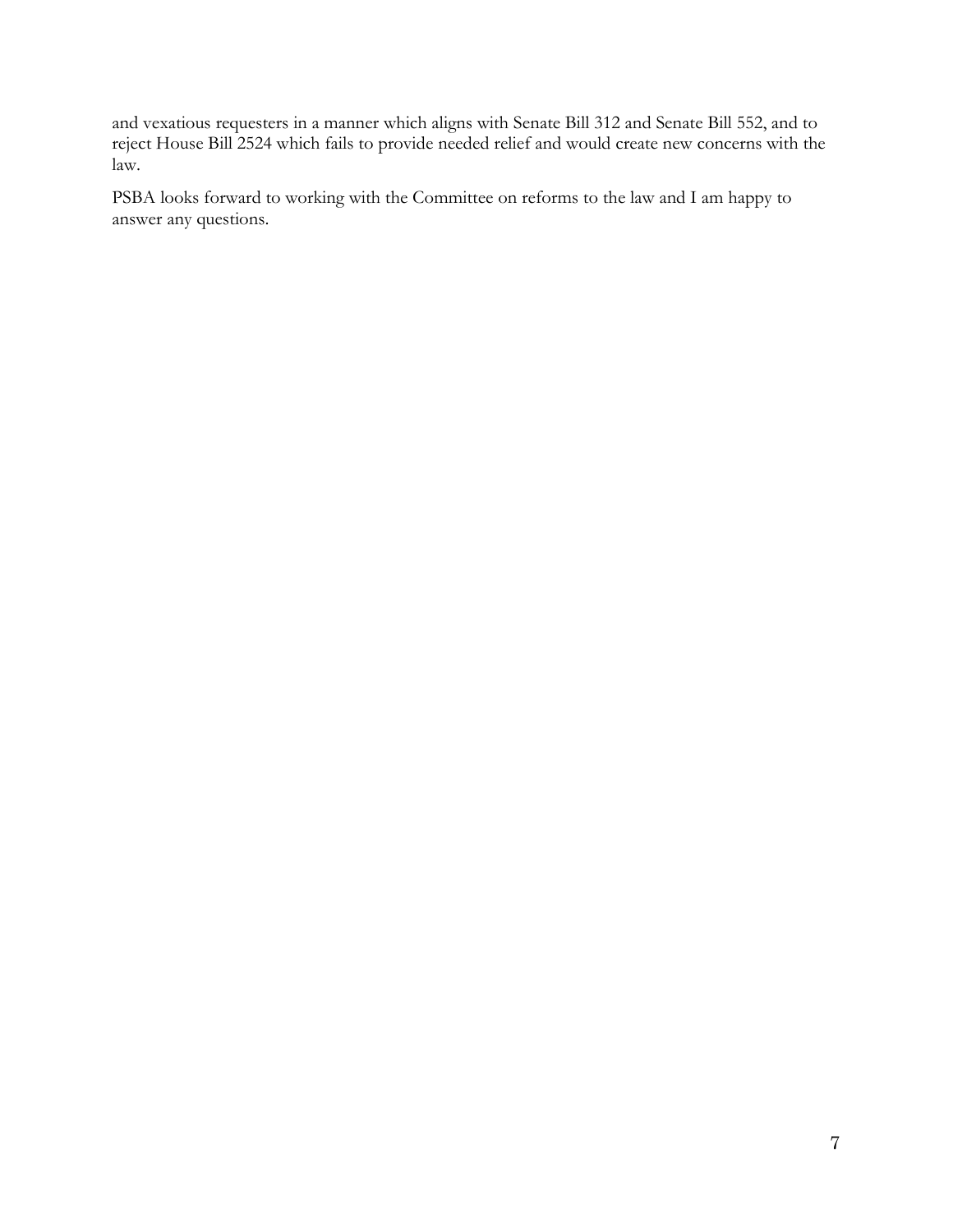and vexatious requesters in a manner which aligns with Senate Bill 312 and Senate Bill 552, and to reject House Bill 2524 which fails to provide needed relief and would create new concerns with the law.

PSBA looks forward to working with the Committee on reforms to the law and I am happy to answer any questions.